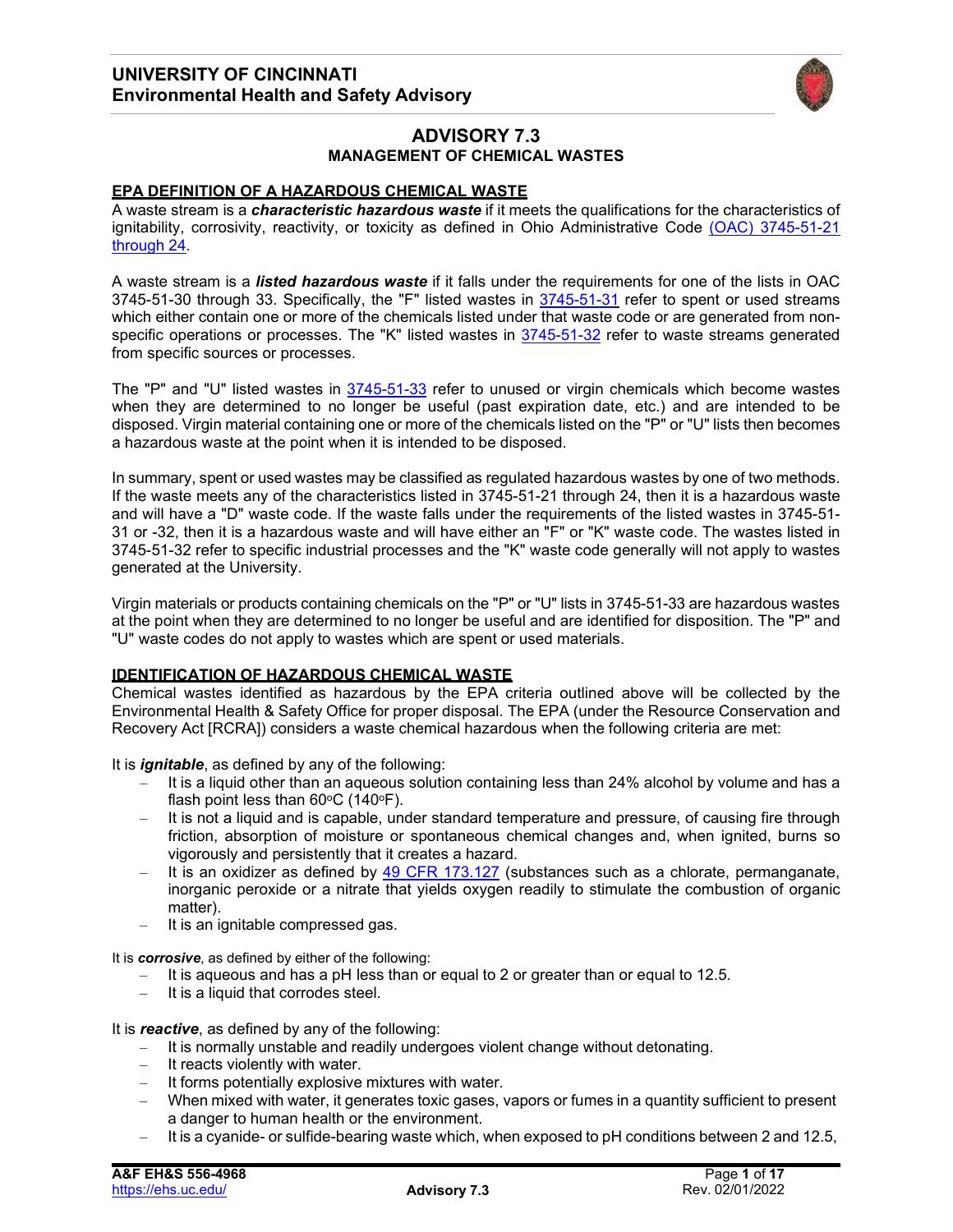# UNIVERSITY OF CINCINNATI
## Environmental Health and Safety Advisory

# ADVISORY 7.3
## MANAGEMENT OF CHEMICAL WASTES

### EPA DEFINITION OF A HAZARDOUS CHEMICAL WASTE

A waste stream is a ***characteristic hazardous waste*** if it meets the qualifications for the characteristics of ignitability, corrosivity, reactivity, or toxicity as defined in Ohio Administrative Code [(OAC) 3745-51-21 through 24](#).

A waste stream is a ***listed hazardous waste*** if it falls under the requirements for one of the lists in OAC 3745-51-30 through 33. Specifically, the "F" listed wastes in [3745-51-31](#) refer to spent or used streams which either contain one or more of the chemicals listed under that waste code or are generated from non-specific operations or processes. The "K" listed wastes in [3745-51-32](#) refer to waste streams generated from specific sources or processes.

The "P" and "U" listed wastes in [3745-51-33](#) refer to unused or virgin chemicals which become wastes when they are determined to no longer be useful (past expiration date, etc.) and are intended to be disposed. Virgin material containing one or more of the chemicals listed on the "P" or "U" lists then becomes a hazardous waste at the point when it is intended to be disposed.

In summary, spent or used wastes may be classified as regulated hazardous wastes by one of two methods. If the waste meets any of the characteristics listed in 3745-51-21 through 24, then it is a hazardous waste and will have a "D" waste code. If the waste falls under the requirements of the listed wastes in 3745-51-31 or -32, then it is a hazardous waste and will have either an "F" or "K" waste code. The wastes listed in 3745-51-32 refer to specific industrial processes and the "K" waste code generally will not apply to wastes generated at the University.

Virgin materials or products containing chemicals on the "P" or "U" lists in 3745-51-33 are hazardous wastes at the point when they are determined to no longer be useful and are identified for disposition. The "P" and "U" waste codes do not apply to wastes which are spent or used materials.

### IDENTIFICATION OF HAZARDOUS CHEMICAL WASTE

Chemical wastes identified as hazardous by the EPA criteria outlined above will be collected by the Environmental Health & Safety Office for proper disposal. The EPA (under the Resource Conservation and Recovery Act [RCRA]) considers a waste chemical hazardous when the following criteria are met:

It is ***ignitable***, as defined by any of the following:

- It is a liquid other than an aqueous solution containing less than 24% alcohol by volume and has a flash point less than 60°C (140°F).
- It is not a liquid and is capable, under standard temperature and pressure, of causing fire through friction, absorption of moisture or spontaneous chemical changes and, when ignited, burns so vigorously and persistently that it creates a hazard.
- It is an oxidizer as defined by [49 CFR 173.127](#) (substances such as a chlorate, permanganate, inorganic peroxide or a nitrate that yields oxygen readily to stimulate the combustion of organic matter).
- It is an ignitable compressed gas.

It is ***corrosive***, as defined by either of the following:

- It is aqueous and has a pH less than or equal to 2 or greater than or equal to 12.5.
- It is a liquid that corrodes steel.

It is ***reactive***, as defined by any of the following:

- It is normally unstable and readily undergoes violent change without detonating.
- It reacts violently with water.
- It forms potentially explosive mixtures with water.
- When mixed with water, it generates toxic gases, vapors or fumes in a quantity sufficient to present a danger to human health or the environment.
- It is a cyanide- or sulfide-bearing waste which, when exposed to pH conditions between 2 and 12.5,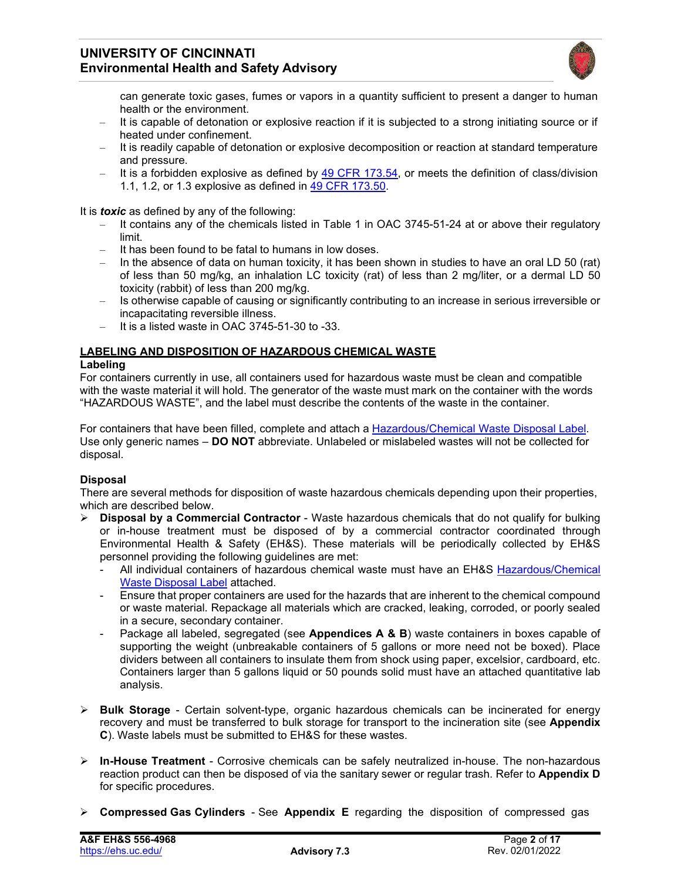can generate toxic gases, fumes or vapors in a quantity sufficient to present a danger to human health or the environment.

- It is capable of detonation or explosive reaction if it is subjected to a strong initiating source or if heated under confinement.
- It is readily capable of detonation or explosive decomposition or reaction at standard temperature and pressure.
- It is a forbidden explosive as defined by [49 CFR 173.54](), or meets the definition of class/division 1.1, 1.2, or 1.3 explosive as defined in [49 CFR 173.50]().

It is ***toxic*** as defined by any of the following:

- It contains any of the chemicals listed in Table 1 in OAC 3745-51-24 at or above their regulatory limit.
- It has been found to be fatal to humans in low doses.
- In the absence of data on human toxicity, it has been shown in studies to have an oral LD 50 (rat) of less than 50 mg/kg, an inhalation LC toxicity (rat) of less than 2 mg/liter, or a dermal LD 50 toxicity (rabbit) of less than 200 mg/kg.
- Is otherwise capable of causing or significantly contributing to an increase in serious irreversible or incapacitating reversible illness.
- It is a listed waste in OAC 3745-51-30 to -33.

## LABELING AND DISPOSITION OF HAZARDOUS CHEMICAL WASTE

### Labeling

For containers currently in use, all containers used for hazardous waste must be clean and compatible with the waste material it will hold. The generator of the waste must mark on the container with the words "HAZARDOUS WASTE", and the label must describe the contents of the waste in the container.

For containers that have been filled, complete and attach a [Hazardous/Chemical Waste Disposal Label](). Use only generic names – **DO NOT** abbreviate. Unlabeled or mislabeled wastes will not be collected for disposal.

### Disposal

There are several methods for disposition of waste hazardous chemicals depending upon their properties, which are described below.

- **Disposal by a Commercial Contractor** - Waste hazardous chemicals that do not qualify for bulking or in-house treatment must be disposed of by a commercial contractor coordinated through Environmental Health & Safety (EH&S). These materials will be periodically collected by EH&S personnel providing the following guidelines are met:
  - All individual containers of hazardous chemical waste must have an EH&S [Hazardous/Chemical Waste Disposal Label]() attached.
  - Ensure that proper containers are used for the hazards that are inherent to the chemical compound or waste material. Repackage all materials which are cracked, leaking, corroded, or poorly sealed in a secure, secondary container.
  - Package all labeled, segregated (see **Appendices A & B**) waste containers in boxes capable of supporting the weight (unbreakable containers of 5 gallons or more need not be boxed). Place dividers between all containers to insulate them from shock using paper, excelsior, cardboard, etc. Containers larger than 5 gallons liquid or 50 pounds solid must have an attached quantitative lab analysis.

- **Bulk Storage** - Certain solvent-type, organic hazardous chemicals can be incinerated for energy recovery and must be transferred to bulk storage for transport to the incineration site (see **Appendix C**). Waste labels must be submitted to EH&S for these wastes.

- **In-House Treatment** - Corrosive chemicals can be safely neutralized in-house. The non-hazardous reaction product can then be disposed of via the sanitary sewer or regular trash. Refer to **Appendix D** for specific procedures.

- **Compressed Gas Cylinders** - See **Appendix E** regarding the disposition of compressed gas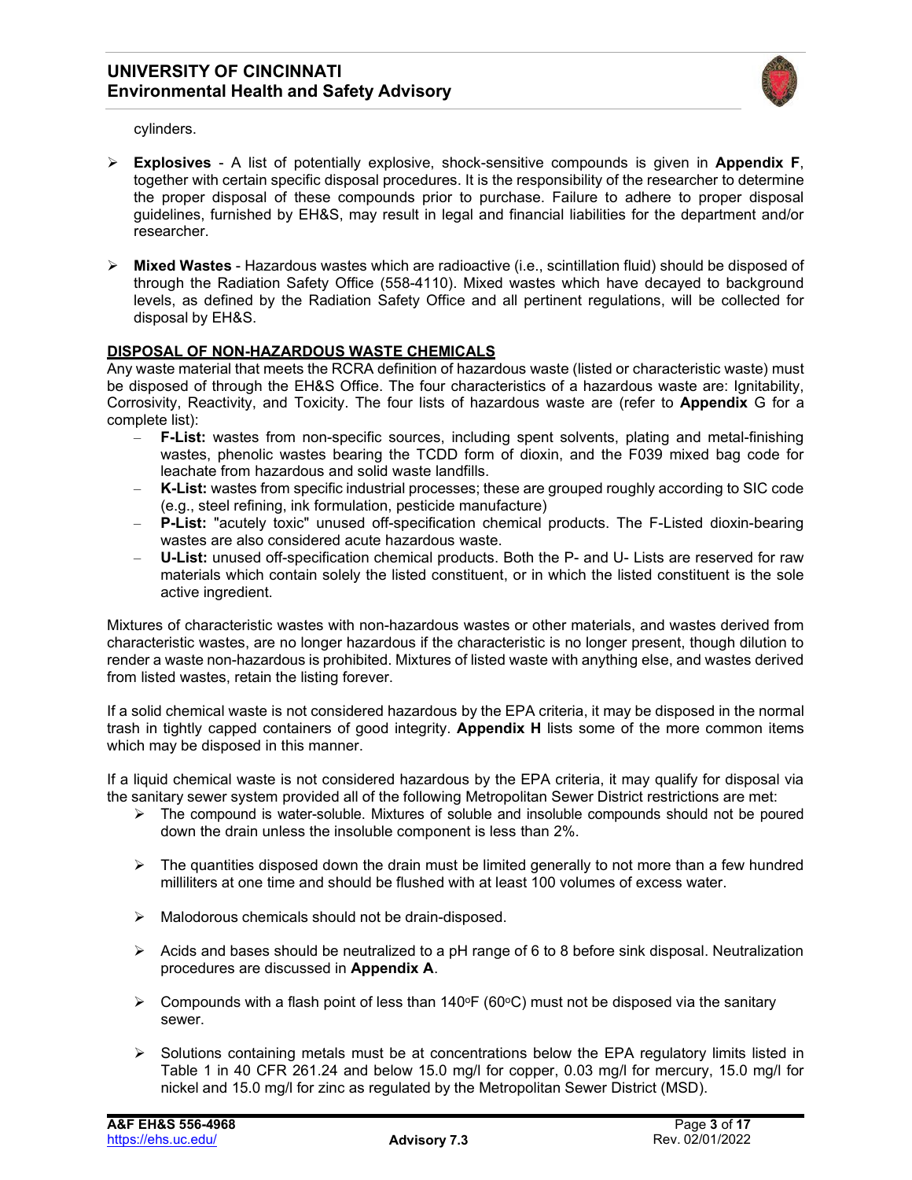cylinders.

- **Explosives** - A list of potentially explosive, shock-sensitive compounds is given in **Appendix F**, together with certain specific disposal procedures. It is the responsibility of the researcher to determine the proper disposal of these compounds prior to purchase. Failure to adhere to proper disposal guidelines, furnished by EH&S, may result in legal and financial liabilities for the department and/or researcher.

- **Mixed Wastes** - Hazardous wastes which are radioactive (i.e., scintillation fluid) should be disposed of through the Radiation Safety Office (558-4110). Mixed wastes which have decayed to background levels, as defined by the Radiation Safety Office and all pertinent regulations, will be collected for disposal by EH&S.

## DISPOSAL OF NON-HAZARDOUS WASTE CHEMICALS

Any waste material that meets the RCRA definition of hazardous waste (listed or characteristic waste) must be disposed of through the EH&S Office. The four characteristics of a hazardous waste are: Ignitability, Corrosivity, Reactivity, and Toxicity. The four lists of hazardous waste are (refer to **Appendix** G for a complete list):

- **F-List:** wastes from non-specific sources, including spent solvents, plating and metal-finishing wastes, phenolic wastes bearing the TCDD form of dioxin, and the F039 mixed bag code for leachate from hazardous and solid waste landfills.
- **K-List:** wastes from specific industrial processes; these are grouped roughly according to SIC code (e.g., steel refining, ink formulation, pesticide manufacture)
- **P-List:** "acutely toxic" unused off-specification chemical products. The F-Listed dioxin-bearing wastes are also considered acute hazardous waste.
- **U-List:** unused off-specification chemical products. Both the P- and U- Lists are reserved for raw materials which contain solely the listed constituent, or in which the listed constituent is the sole active ingredient.

Mixtures of characteristic wastes with non-hazardous wastes or other materials, and wastes derived from characteristic wastes, are no longer hazardous if the characteristic is no longer present, though dilution to render a waste non-hazardous is prohibited. Mixtures of listed waste with anything else, and wastes derived from listed wastes, retain the listing forever.

If a solid chemical waste is not considered hazardous by the EPA criteria, it may be disposed in the normal trash in tightly capped containers of good integrity. **Appendix H** lists some of the more common items which may be disposed in this manner.

If a liquid chemical waste is not considered hazardous by the EPA criteria, it may qualify for disposal via the sanitary sewer system provided all of the following Metropolitan Sewer District restrictions are met:

- The compound is water-soluble. Mixtures of soluble and insoluble compounds should not be poured down the drain unless the insoluble component is less than 2%.

- The quantities disposed down the drain must be limited generally to not more than a few hundred milliliters at one time and should be flushed with at least 100 volumes of excess water.

- Malodorous chemicals should not be drain-disposed.

- Acids and bases should be neutralized to a pH range of 6 to 8 before sink disposal. Neutralization procedures are discussed in **Appendix A**.

- Compounds with a flash point of less than 140°F (60°C) must not be disposed via the sanitary sewer.

- Solutions containing metals must be at concentrations below the EPA regulatory limits listed in Table 1 in 40 CFR 261.24 and below 15.0 mg/l for copper, 0.03 mg/l for mercury, 15.0 mg/l for nickel and 15.0 mg/l for zinc as regulated by the Metropolitan Sewer District (MSD).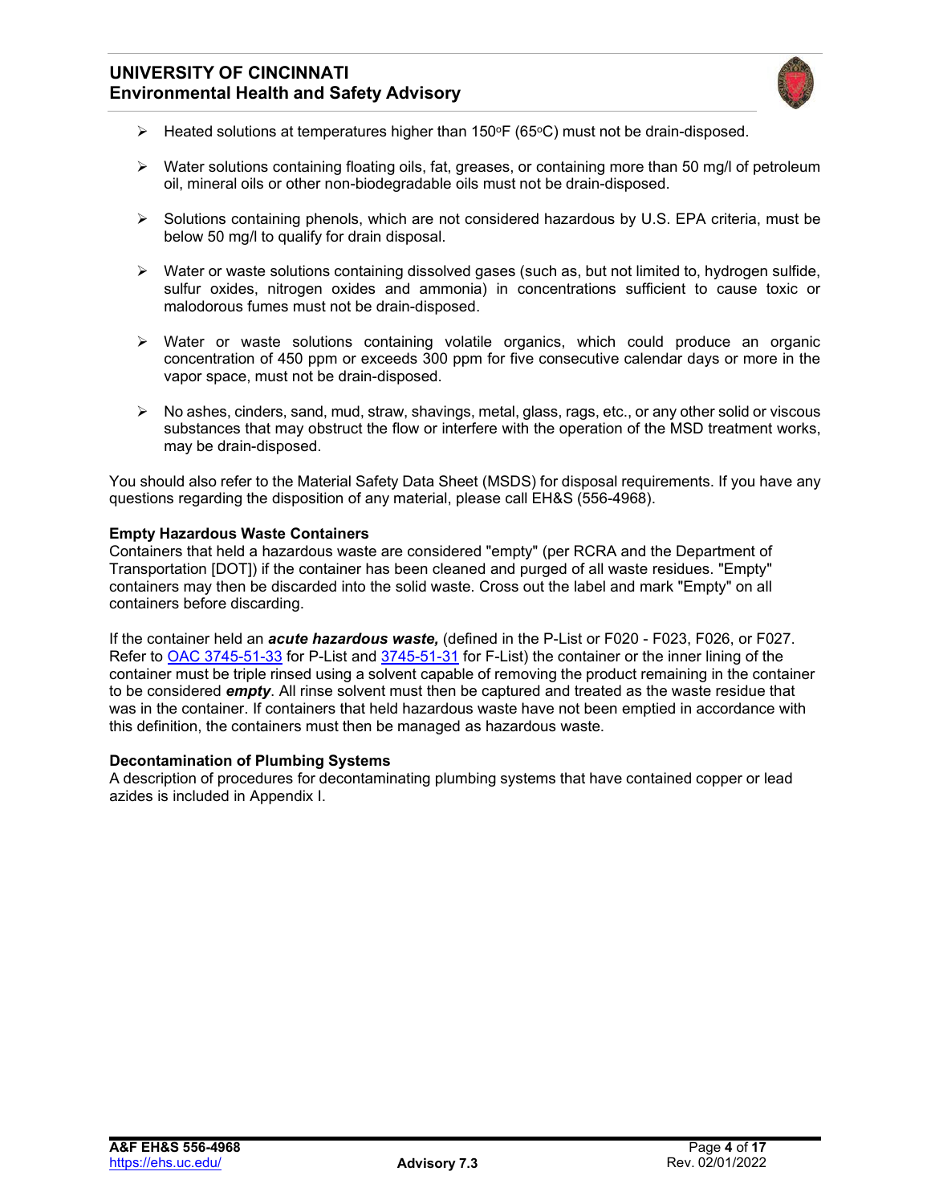- Heated solutions at temperatures higher than 150°F (65°C) must not be drain-disposed.

- Water solutions containing floating oils, fat, greases, or containing more than 50 mg/l of petroleum oil, mineral oils or other non-biodegradable oils must not be drain-disposed.

- Solutions containing phenols, which are not considered hazardous by U.S. EPA criteria, must be below 50 mg/l to qualify for drain disposal.

- Water or waste solutions containing dissolved gases (such as, but not limited to, hydrogen sulfide, sulfur oxides, nitrogen oxides and ammonia) in concentrations sufficient to cause toxic or malodorous fumes must not be drain-disposed.

- Water or waste solutions containing volatile organics, which could produce an organic concentration of 450 ppm or exceeds 300 ppm for five consecutive calendar days or more in the vapor space, must not be drain-disposed.

- No ashes, cinders, sand, mud, straw, shavings, metal, glass, rags, etc., or any other solid or viscous substances that may obstruct the flow or interfere with the operation of the MSD treatment works, may be drain-disposed.

You should also refer to the Material Safety Data Sheet (MSDS) for disposal requirements. If you have any questions regarding the disposition of any material, please call EH&S (556-4968).

**Empty Hazardous Waste Containers**
Containers that held a hazardous waste are considered "empty" (per RCRA and the Department of Transportation [DOT]) if the container has been cleaned and purged of all waste residues. "Empty" containers may then be discarded into the solid waste. Cross out the label and mark "Empty" on all containers before discarding.

If the container held an ***acute hazardous waste,*** (defined in the P-List or F020 - F023, F026, or F027. Refer to OAC 3745-51-33 for P-List and 3745-51-31 for F-List) the container or the inner lining of the container must be triple rinsed using a solvent capable of removing the product remaining in the container to be considered ***empty***. All rinse solvent must then be captured and treated as the waste residue that was in the container. If containers that held hazardous waste have not been emptied in accordance with this definition, the containers must then be managed as hazardous waste.

**Decontamination of Plumbing Systems**
A description of procedures for decontaminating plumbing systems that have contained copper or lead azides is included in Appendix I.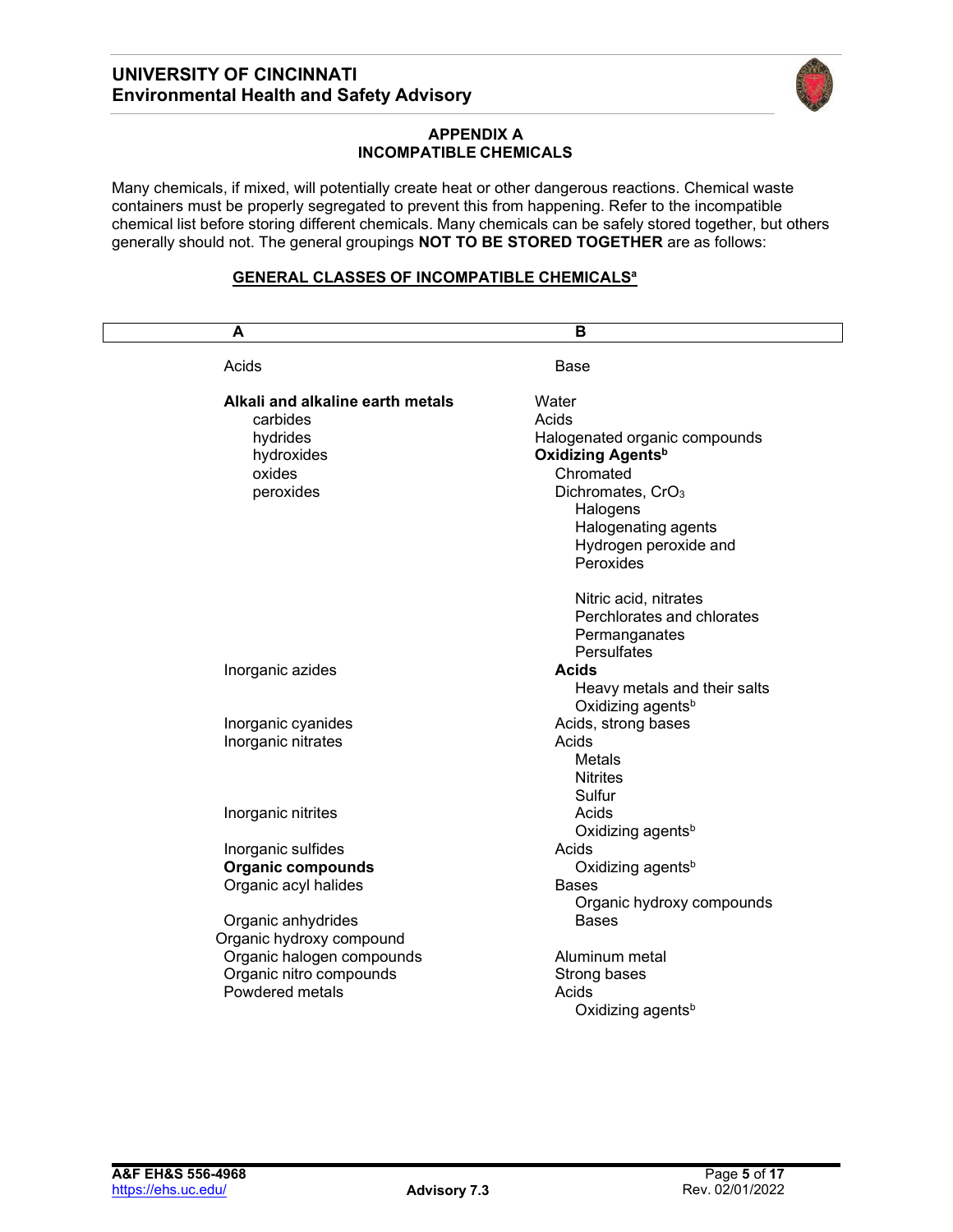## APPENDIX A
## INCOMPATIBLE CHEMICALS

Many chemicals, if mixed, will potentially create heat or other dangerous reactions. Chemical waste containers must be properly segregated to prevent this from happening. Refer to the incompatible chemical list before storing different chemicals. Many chemicals can be safely stored together, but others generally should not. The general groupings **NOT TO BE STORED TOGETHER** are as follows:

### GENERAL CLASSES OF INCOMPATIBLE CHEMICALS[a]

| A | B |
|---|---|
| Acids | Base |
| **Alkali and alkaline earth metals**<br>carbides<br>hydrides<br>hydroxides<br>oxides<br>peroxides | Water<br>Acids<br>Halogenated organic compounds<br>**Oxidizing Agents[b]**<br>Chromated<br>Dichromates, $CrO_3$<br>Halogens<br>Halogenating agents<br>Hydrogen peroxide and<br>Peroxides<br><br>Nitric acid, nitrates<br>Perchlorates and chlorates<br>Permanganates<br>Persulfates |
| Inorganic azides | **Acids**<br>Heavy metals and their salts<br>Oxidizing agents[b] |
| Inorganic cyanides | Acids, strong bases |
| Inorganic nitrates | Acids<br>Metals<br>Nitrites<br>Sulfur |
| Inorganic nitrites | Acids<br>Oxidizing agents[b] |
| Inorganic sulfides | Acids |
| **Organic compounds** | Oxidizing agents[b] |
| Organic acyl halides | Bases<br>Organic hydroxy compounds |
| Organic anhydrides<br>Organic hydroxy compound | Bases |
| Organic halogen compounds | Aluminum metal |
| Organic nitro compounds | Strong bases |
| Powdered metals | Acids<br>Oxidizing agents[b] |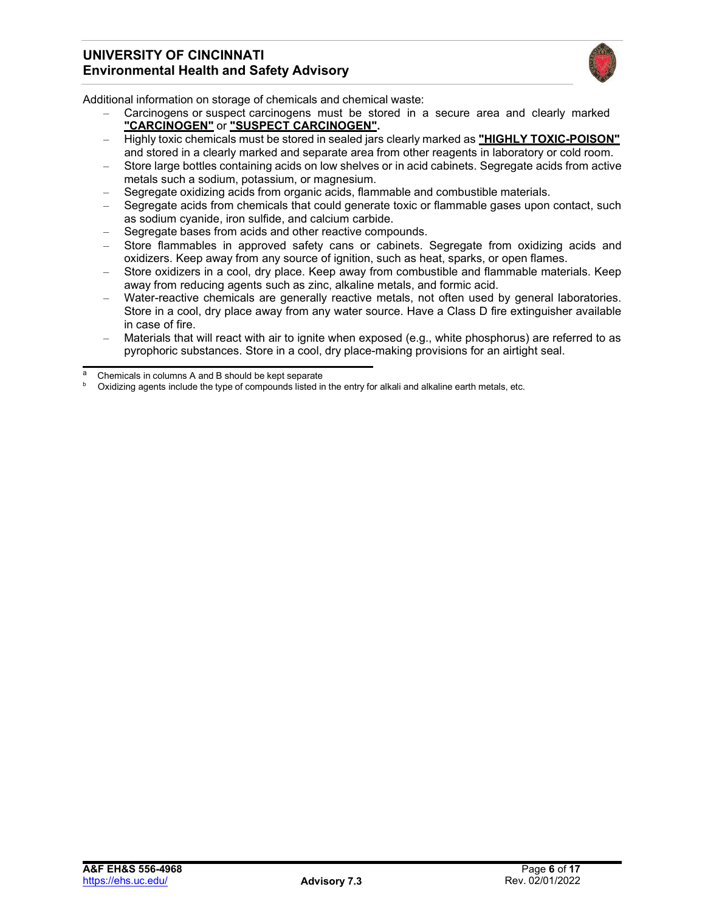Additional information on storage of chemicals and chemical waste:

- Carcinogens or suspect carcinogens must be stored in a secure area and clearly marked **"CARCINOGEN"** or **"SUSPECT CARCINOGEN".**
- Highly toxic chemicals must be stored in sealed jars clearly marked as **"HIGHLY TOXIC-POISON"** and stored in a clearly marked and separate area from other reagents in laboratory or cold room.
- Store large bottles containing acids on low shelves or in acid cabinets. Segregate acids from active metals such a sodium, potassium, or magnesium.
- Segregate oxidizing acids from organic acids, flammable and combustible materials.
- Segregate acids from chemicals that could generate toxic or flammable gases upon contact, such as sodium cyanide, iron sulfide, and calcium carbide.
- Segregate bases from acids and other reactive compounds.
- Store flammables in approved safety cans or cabinets. Segregate from oxidizing acids and oxidizers. Keep away from any source of ignition, such as heat, sparks, or open flames.
- Store oxidizers in a cool, dry place. Keep away from combustible and flammable materials. Keep away from reducing agents such as zinc, alkaline metals, and formic acid.
- Water-reactive chemicals are generally reactive metals, not often used by general laboratories. Store in a cool, dry place away from any water source. Have a Class D fire extinguisher available in case of fire.
- Materials that will react with air to ignite when exposed (e.g., white phosphorus) are referred to as pyrophoric substances. Store in a cool, dry place-making provisions for an airtight seal.

---

[a] Chemicals in columns A and B should be kept separate

[b] Oxidizing agents include the type of compounds listed in the entry for alkali and alkaline earth metals, etc.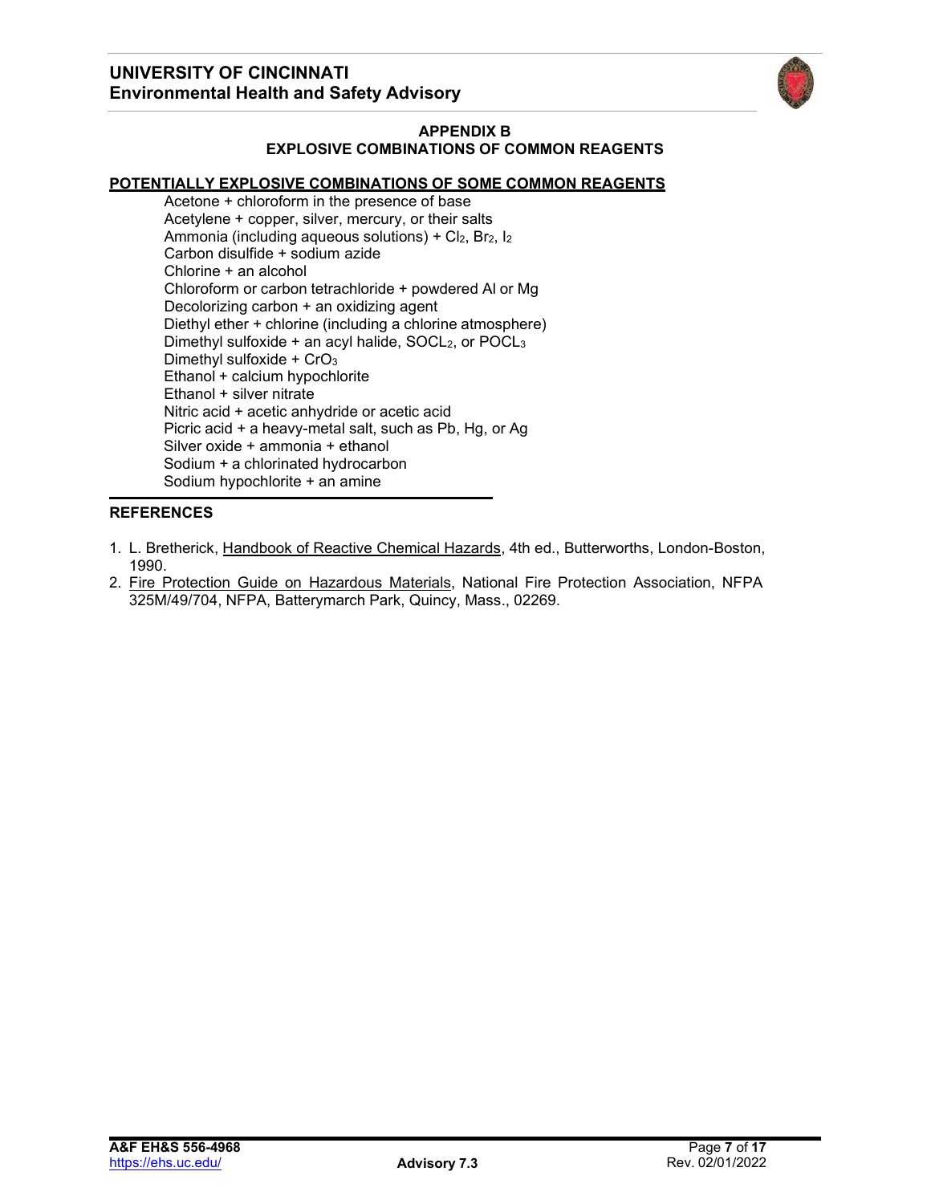## APPENDIX B
## EXPLOSIVE COMBINATIONS OF COMMON REAGENTS

**POTENTIALLY EXPLOSIVE COMBINATIONS OF SOME COMMON REAGENTS**

Acetone + chloroform in the presence of base
Acetylene + copper, silver, mercury, or their salts
Ammonia (including aqueous solutions) + $Cl_2$, $Br_2$, $I_2$
Carbon disulfide + sodium azide
Chlorine + an alcohol
Chloroform or carbon tetrachloride + powdered Al or Mg
Decolorizing carbon + an oxidizing agent
Diethyl ether + chlorine (including a chlorine atmosphere)
Dimethyl sulfoxide + an acyl halide, $SOCL_2$, or $POCL_3$
Dimethyl sulfoxide + $CrO_3$
Ethanol + calcium hypochlorite
Ethanol + silver nitrate
Nitric acid + acetic anhydride or acetic acid
Picric acid + a heavy-metal salt, such as Pb, Hg, or Ag
Silver oxide + ammonia + ethanol
Sodium + a chlorinated hydrocarbon
Sodium hypochlorite + an amine

**REFERENCES**

1. L. Bretherick, Handbook of Reactive Chemical Hazards, 4th ed., Butterworths, London-Boston, 1990.
2. Fire Protection Guide on Hazardous Materials, National Fire Protection Association, NFPA 325M/49/704, NFPA, Batterymarch Park, Quincy, Mass., 02269.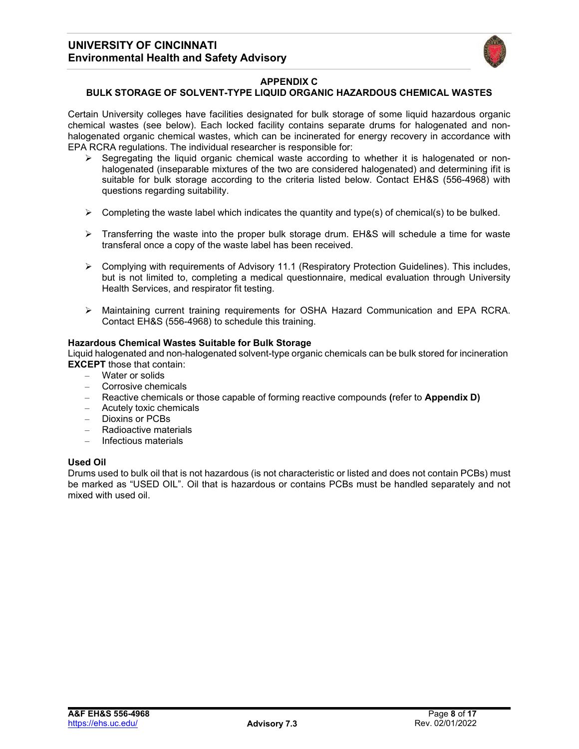## APPENDIX C

## BULK STORAGE OF SOLVENT-TYPE LIQUID ORGANIC HAZARDOUS CHEMICAL WASTES

Certain University colleges have facilities designated for bulk storage of some liquid hazardous organic chemical wastes (see below). Each locked facility contains separate drums for halogenated and non-halogenated organic chemical wastes, which can be incinerated for energy recovery in accordance with EPA RCRA regulations. The individual researcher is responsible for:

- Segregating the liquid organic chemical waste according to whether it is halogenated or non-halogenated (inseparable mixtures of the two are considered halogenated) and determining ifit is suitable for bulk storage according to the criteria listed below. Contact EH&S (556-4968) with questions regarding suitability.

- Completing the waste label which indicates the quantity and type(s) of chemical(s) to be bulked.

- Transferring the waste into the proper bulk storage drum. EH&S will schedule a time for waste transferal once a copy of the waste label has been received.

- Complying with requirements of Advisory 11.1 (Respiratory Protection Guidelines). This includes, but is not limited to, completing a medical questionnaire, medical evaluation through University Health Services, and respirator fit testing.

- Maintaining current training requirements for OSHA Hazard Communication and EPA RCRA. Contact EH&S (556-4968) to schedule this training.

### Hazardous Chemical Wastes Suitable for Bulk Storage

Liquid halogenated and non-halogenated solvent-type organic chemicals can be bulk stored for incineration **EXCEPT** those that contain:

- Water or solids
- Corrosive chemicals
- Reactive chemicals or those capable of forming reactive compounds **(**refer to **Appendix D)**
- Acutely toxic chemicals
- Dioxins or PCBs
- Radioactive materials
- Infectious materials

### Used Oil

Drums used to bulk oil that is not hazardous (is not characteristic or listed and does not contain PCBs) must be marked as “USED OIL”. Oil that is hazardous or contains PCBs must be handled separately and not mixed with used oil.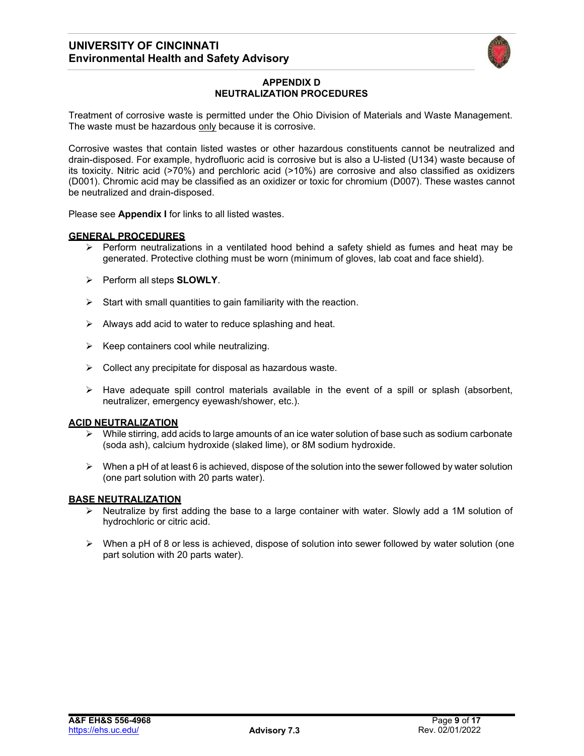## APPENDIX D
## NEUTRALIZATION PROCEDURES

Treatment of corrosive waste is permitted under the Ohio Division of Materials and Waste Management. The waste must be hazardous only because it is corrosive.

Corrosive wastes that contain listed wastes or other hazardous constituents cannot be neutralized and drain-disposed. For example, hydrofluoric acid is corrosive but is also a U-listed (U134) waste because of its toxicity. Nitric acid (>70%) and perchloric acid (>10%) are corrosive and also classified as oxidizers (D001). Chromic acid may be classified as an oxidizer or toxic for chromium (D007). These wastes cannot be neutralized and drain-disposed.

Please see **Appendix I** for links to all listed wastes.

### GENERAL PROCEDURES

- Perform neutralizations in a ventilated hood behind a safety shield as fumes and heat may be generated. Protective clothing must be worn (minimum of gloves, lab coat and face shield).
- Perform all steps **SLOWLY**.
- Start with small quantities to gain familiarity with the reaction.
- Always add acid to water to reduce splashing and heat.
- Keep containers cool while neutralizing.
- Collect any precipitate for disposal as hazardous waste.
- Have adequate spill control materials available in the event of a spill or splash (absorbent, neutralizer, emergency eyewash/shower, etc.).

### ACID NEUTRALIZATION

- While stirring, add acids to large amounts of an ice water solution of base such as sodium carbonate (soda ash), calcium hydroxide (slaked lime), or 8M sodium hydroxide.
- When a pH of at least 6 is achieved, dispose of the solution into the sewer followed by water solution (one part solution with 20 parts water).

### BASE NEUTRALIZATION

- Neutralize by first adding the base to a large container with water. Slowly add a 1M solution of hydrochloric or citric acid.
- When a pH of 8 or less is achieved, dispose of solution into sewer followed by water solution (one part solution with 20 parts water).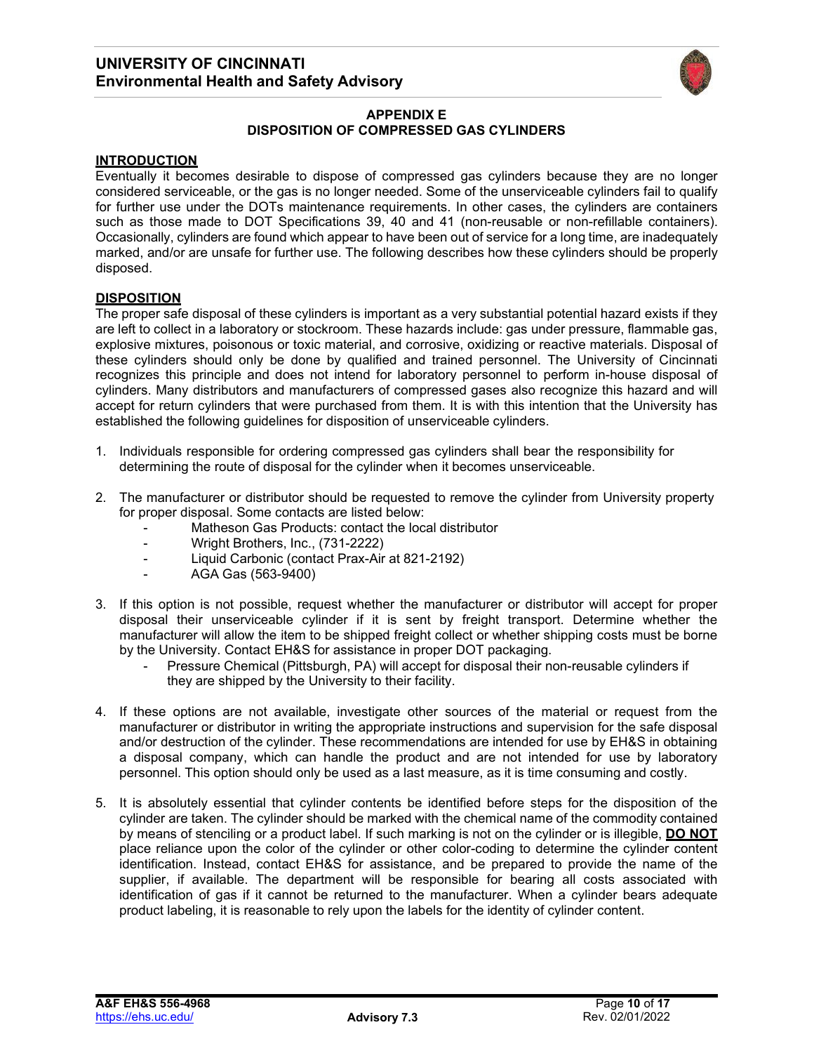## APPENDIX E
## DISPOSITION OF COMPRESSED GAS CYLINDERS

### INTRODUCTION

Eventually it becomes desirable to dispose of compressed gas cylinders because they are no longer considered serviceable, or the gas is no longer needed. Some of the unserviceable cylinders fail to qualify for further use under the DOTs maintenance requirements. In other cases, the cylinders are containers such as those made to DOT Specifications 39, 40 and 41 (non-reusable or non-refillable containers). Occasionally, cylinders are found which appear to have been out of service for a long time, are inadequately marked, and/or are unsafe for further use. The following describes how these cylinders should be properly disposed.

### DISPOSITION

The proper safe disposal of these cylinders is important as a very substantial potential hazard exists if they are left to collect in a laboratory or stockroom. These hazards include: gas under pressure, flammable gas, explosive mixtures, poisonous or toxic material, and corrosive, oxidizing or reactive materials. Disposal of these cylinders should only be done by qualified and trained personnel. The University of Cincinnati recognizes this principle and does not intend for laboratory personnel to perform in-house disposal of cylinders. Many distributors and manufacturers of compressed gases also recognize this hazard and will accept for return cylinders that were purchased from them. It is with this intention that the University has established the following guidelines for disposition of unserviceable cylinders.

1. Individuals responsible for ordering compressed gas cylinders shall bear the responsibility for determining the route of disposal for the cylinder when it becomes unserviceable.

2. The manufacturer or distributor should be requested to remove the cylinder from University property for proper disposal. Some contacts are listed below:
   - Matheson Gas Products: contact the local distributor
   - Wright Brothers, Inc., (731-2222)
   - Liquid Carbonic (contact Prax-Air at 821-2192)
   - AGA Gas (563-9400)

3. If this option is not possible, request whether the manufacturer or distributor will accept for proper disposal their unserviceable cylinder if it is sent by freight transport. Determine whether the manufacturer will allow the item to be shipped freight collect or whether shipping costs must be borne by the University. Contact EH&S for assistance in proper DOT packaging.
   - Pressure Chemical (Pittsburgh, PA) will accept for disposal their non-reusable cylinders if they are shipped by the University to their facility.

4. If these options are not available, investigate other sources of the material or request from the manufacturer or distributor in writing the appropriate instructions and supervision for the safe disposal and/or destruction of the cylinder. These recommendations are intended for use by EH&S in obtaining a disposal company, which can handle the product and are not intended for use by laboratory personnel. This option should only be used as a last measure, as it is time consuming and costly.

5. It is absolutely essential that cylinder contents be identified before steps for the disposition of the cylinder are taken. The cylinder should be marked with the chemical name of the commodity contained by means of stenciling or a product label. If such marking is not on the cylinder or is illegible, **DO NOT** place reliance upon the color of the cylinder or other color-coding to determine the cylinder content identification. Instead, contact EH&S for assistance, and be prepared to provide the name of the supplier, if available. The department will be responsible for bearing all costs associated with identification of gas if it cannot be returned to the manufacturer. When a cylinder bears adequate product labeling, it is reasonable to rely upon the labels for the identity of cylinder content.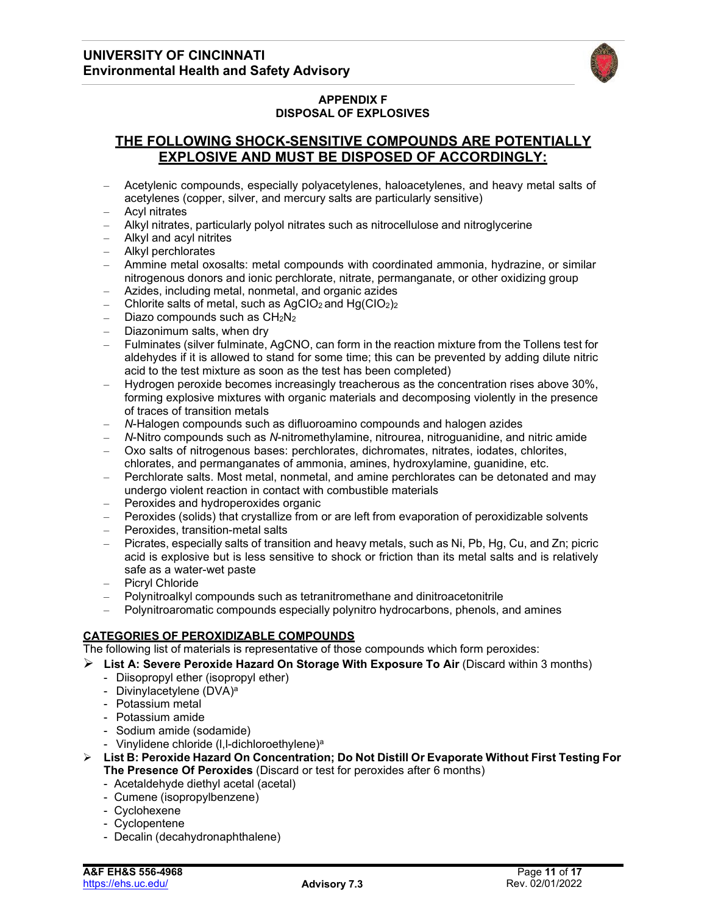## APPENDIX F
## DISPOSAL OF EXPLOSIVES

## THE FOLLOWING SHOCK-SENSITIVE COMPOUNDS ARE POTENTIALLY EXPLOSIVE AND MUST BE DISPOSED OF ACCORDINGLY:

- Acetylenic compounds, especially polyacetylenes, haloacetylenes, and heavy metal salts of acetylenes (copper, silver, and mercury salts are particularly sensitive)
- Acyl nitrates
- Alkyl nitrates, particularly polyol nitrates such as nitrocellulose and nitroglycerine
- Alkyl and acyl nitrites
- Alkyl perchlorates
- Ammine metal oxosalts: metal compounds with coordinated ammonia, hydrazine, or similar nitrogenous donors and ionic perchlorate, nitrate, permanganate, or other oxidizing group
- Azides, including metal, nonmetal, and organic azides
- Chlorite salts of metal, such as $AgClO_2$ and $Hg(ClO_2)_2$
- Diazo compounds such as $CH_2N_2$
- Diazonimum salts, when dry
- Fulminates (silver fulminate, AgCNO, can form in the reaction mixture from the Tollens test for aldehydes if it is allowed to stand for some time; this can be prevented by adding dilute nitric acid to the test mixture as soon as the test has been completed)
- Hydrogen peroxide becomes increasingly treacherous as the concentration rises above 30%, forming explosive mixtures with organic materials and decomposing violently in the presence of traces of transition metals
- *N*-Halogen compounds such as difluoroamino compounds and halogen azides
- *N*-Nitro compounds such as *N*-nitromethylamine, nitrourea, nitroguanidine, and nitric amide
- Oxo salts of nitrogenous bases: perchlorates, dichromates, nitrates, iodates, chlorites, chlorates, and permanganates of ammonia, amines, hydroxylamine, guanidine, etc.
- Perchlorate salts. Most metal, nonmetal, and amine perchlorates can be detonated and may undergo violent reaction in contact with combustible materials
- Peroxides and hydroperoxides organic
- Peroxides (solids) that crystallize from or are left from evaporation of peroxidizable solvents
- Peroxides, transition-metal salts
- Picrates, especially salts of transition and heavy metals, such as Ni, Pb, Hg, Cu, and Zn; picric acid is explosive but is less sensitive to shock or friction than its metal salts and is relatively safe as a water-wet paste
- Picryl Chloride
- Polynitroalkyl compounds such as tetranitromethane and dinitroacetonitrile
- Polynitroaromatic compounds especially polynitro hydrocarbons, phenols, and amines

### CATEGORIES OF PEROXIDIZABLE COMPOUNDS

The following list of materials is representative of those compounds which form peroxides:

- **List A: Severe Peroxide Hazard On Storage With Exposure To Air** (Discard within 3 months)
  - Diisopropyl ether (isopropyl ether)
  - Divinylacetylene (DVA)[a]
  - Potassium metal
  - Potassium amide
  - Sodium amide (sodamide)
  - Vinylidene chloride (l,l-dichloroethylene)[a]
- **List B: Peroxide Hazard On Concentration; Do Not Distill Or Evaporate Without First Testing For The Presence Of Peroxides** (Discard or test for peroxides after 6 months)
  - Acetaldehyde diethyl acetal (acetal)
  - Cumene (isopropylbenzene)
  - Cyclohexene
  - Cyclopentene
  - Decalin (decahydronaphthalene)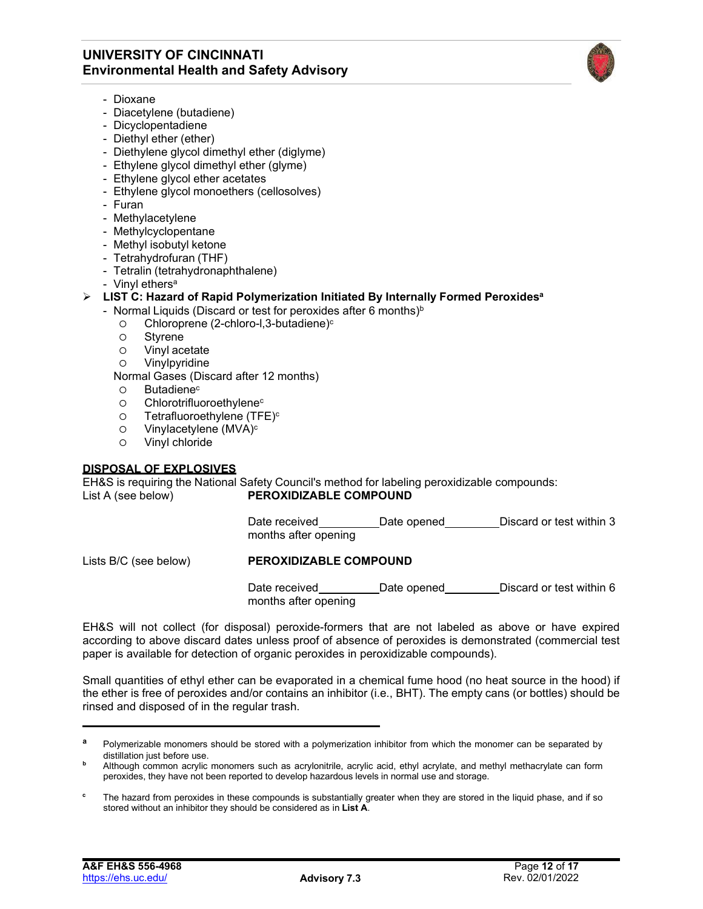- Dioxane
- Diacetylene (butadiene)
- Dicyclopentadiene
- Diethyl ether (ether)
- Diethylene glycol dimethyl ether (diglyme)
- Ethylene glycol dimethyl ether (glyme)
- Ethylene glycol ether acetates
- Ethylene glycol monoethers (cellosolves)
- Furan
- Methylacetylene
- Methylcyclopentane
- Methyl isobutyl ketone
- Tetrahydrofuran (THF)
- Tetralin (tetrahydronaphthalene)
- Vinyl ethers[a]

➢ **LIST C: Hazard of Rapid Polymerization Initiated By Internally Formed Peroxides[a]**

- Normal Liquids (Discard or test for peroxides after 6 months)[b]
  - Chloroprene (2-chloro-l,3-butadiene)[c]
  - Styrene
  - Vinyl acetate
  - Vinylpyridine

  Normal Gases (Discard after 12 months)
  - Butadiene[c]
  - Chlorotrifluoroethylene[c]
  - Tetrafluoroethylene (TFE)[c]
  - Vinylacetylene (MVA)[c]
  - Vinyl chloride

**DISPOSAL OF EXPLOSIVES**

EH&S is requiring the National Safety Council's method for labeling peroxidizable compounds:

List A (see below) **PEROXIDIZABLE COMPOUND**

Date received__________ Date opened_________ Discard or test within 3 months after opening

Lists B/C (see below) **PEROXIDIZABLE COMPOUND**

Date received__________ Date opened_________ Discard or test within 6 months after opening

EH&S will not collect (for disposal) peroxide-formers that are not labeled as above or have expired according to above discard dates unless proof of absence of peroxides is demonstrated (commercial test paper is available for detection of organic peroxides in peroxidizable compounds).

Small quantities of ethyl ether can be evaporated in a chemical fume hood (no heat source in the hood) if the ether is free of peroxides and/or contains an inhibitor (i.e., BHT). The empty cans (or bottles) should be rinsed and disposed of in the regular trash.

---

[a] Polymerizable monomers should be stored with a polymerization inhibitor from which the monomer can be separated by distillation just before use.

[b] Although common acrylic monomers such as acrylonitrile, acrylic acid, ethyl acrylate, and methyl methacrylate can form peroxides, they have not been reported to develop hazardous levels in normal use and storage.

[c] The hazard from peroxides in these compounds is substantially greater when they are stored in the liquid phase, and if so stored without an inhibitor they should be considered as in **List A**.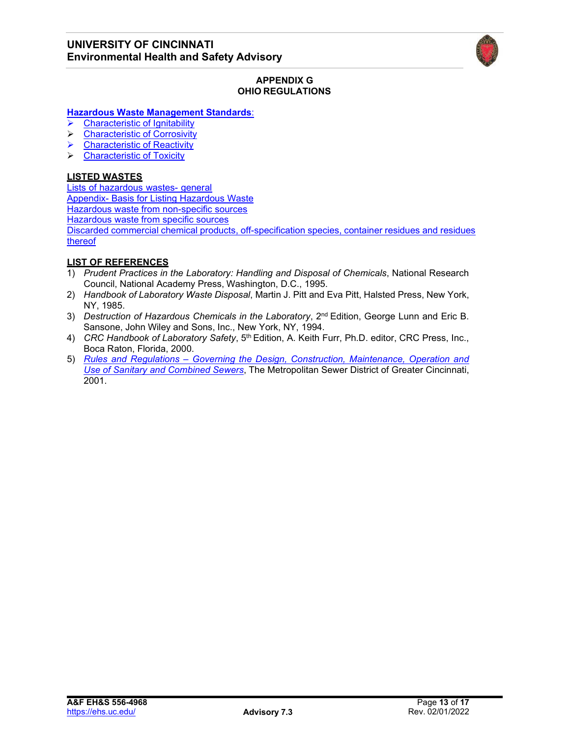## APPENDIX G
## OHIO REGULATIONS

**Hazardous Waste Management Standards:**

- Characteristic of Ignitability
- Characteristic of Corrosivity
- Characteristic of Reactivity
- Characteristic of Toxicity

**LISTED WASTES**

Lists of hazardous wastes- general
Appendix- Basis for Listing Hazardous Waste
Hazardous waste from non-specific sources
Hazardous waste from specific sources
Discarded commercial chemical products, off-specification species, container residues and residues thereof

**LIST OF REFERENCES**

1) *Prudent Practices in the Laboratory: Handling and Disposal of Chemicals*, National Research Council, National Academy Press, Washington, D.C., 1995.
2) *Handbook of Laboratory Waste Disposal*, Martin J. Pitt and Eva Pitt, Halsted Press, New York, NY, 1985.
3) *Destruction of Hazardous Chemicals in the Laboratory*, 2nd Edition, George Lunn and Eric B. Sansone, John Wiley and Sons, Inc., New York, NY, 1994.
4) *CRC Handbook of Laboratory Safety*, 5th Edition, A. Keith Furr, Ph.D. editor, CRC Press, Inc., Boca Raton, Florida, 2000.
5) *Rules and Regulations – Governing the Design, Construction, Maintenance, Operation and Use of Sanitary and Combined Sewers*, The Metropolitan Sewer District of Greater Cincinnati, 2001.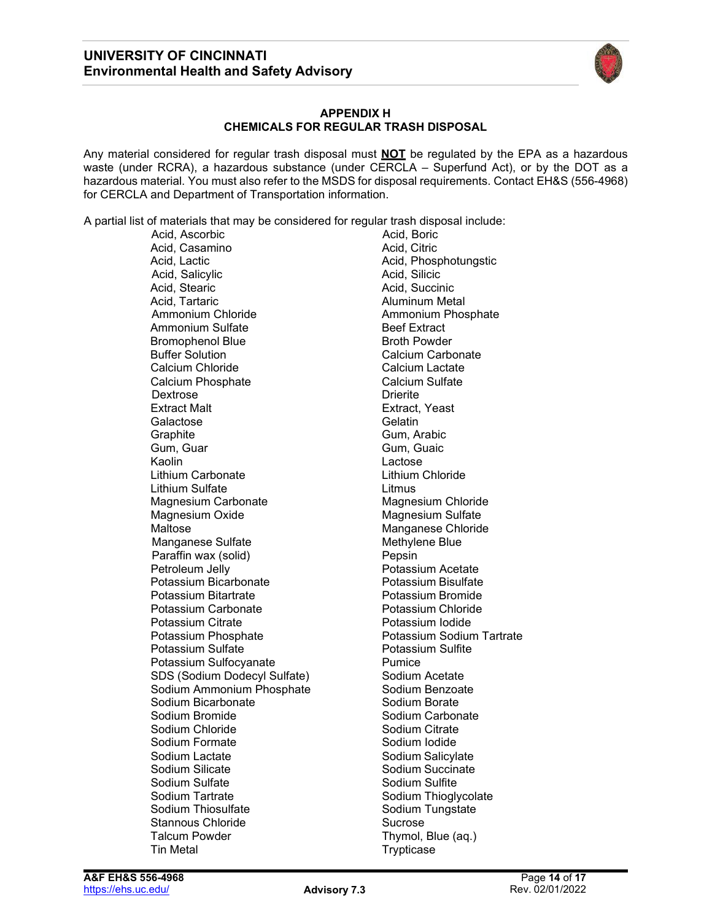## APPENDIX H
## CHEMICALS FOR REGULAR TRASH DISPOSAL

Any material considered for regular trash disposal must **NOT** be regulated by the EPA as a hazardous waste (under RCRA), a hazardous substance (under CERCLA – Superfund Act), or by the DOT as a hazardous material. You must also refer to the MSDS for disposal requirements. Contact EH&S (556-4968) for CERCLA and Department of Transportation information.

A partial list of materials that may be considered for regular trash disposal include:

| | |
|---|---|
| Acid, Ascorbic | Acid, Boric |
| Acid, Casamino | Acid, Citric |
| Acid, Lactic | Acid, Phosphotungstic |
| Acid, Salicylic | Acid, Silicic |
| Acid, Stearic | Acid, Succinic |
| Acid, Tartaric | Aluminum Metal |
| Ammonium Chloride | Ammonium Phosphate |
| Ammonium Sulfate | Beef Extract |
| Bromophenol Blue | Broth Powder |
| Buffer Solution | Calcium Carbonate |
| Calcium Chloride | Calcium Lactate |
| Calcium Phosphate | Calcium Sulfate |
| Dextrose | Drierite |
| Extract Malt | Extract, Yeast |
| Galactose | Gelatin |
| Graphite | Gum, Arabic |
| Gum, Guar | Gum, Guaic |
| Kaolin | Lactose |
| Lithium Carbonate | Lithium Chloride |
| Lithium Sulfate | Litmus |
| Magnesium Carbonate | Magnesium Chloride |
| Magnesium Oxide | Magnesium Sulfate |
| Maltose | Manganese Chloride |
| Manganese Sulfate | Methylene Blue |
| Paraffin wax (solid) | Pepsin |
| Petroleum Jelly | Potassium Acetate |
| Potassium Bicarbonate | Potassium Bisulfate |
| Potassium Bitartrate | Potassium Bromide |
| Potassium Carbonate | Potassium Chloride |
| Potassium Citrate | Potassium Iodide |
| Potassium Phosphate | Potassium Sodium Tartrate |
| Potassium Sulfate | Potassium Sulfite |
| Potassium Sulfocyanate | Pumice |
| SDS (Sodium Dodecyl Sulfate) | Sodium Acetate |
| Sodium Ammonium Phosphate | Sodium Benzoate |
| Sodium Bicarbonate | Sodium Borate |
| Sodium Bromide | Sodium Carbonate |
| Sodium Chloride | Sodium Citrate |
| Sodium Formate | Sodium Iodide |
| Sodium Lactate | Sodium Salicylate |
| Sodium Silicate | Sodium Succinate |
| Sodium Sulfate | Sodium Sulfite |
| Sodium Tartrate | Sodium Thioglycolate |
| Sodium Thiosulfate | Sodium Tungstate |
| Stannous Chloride | Sucrose |
| Talcum Powder | Thymol, Blue (aq.) |
| Tin Metal | Trypticase |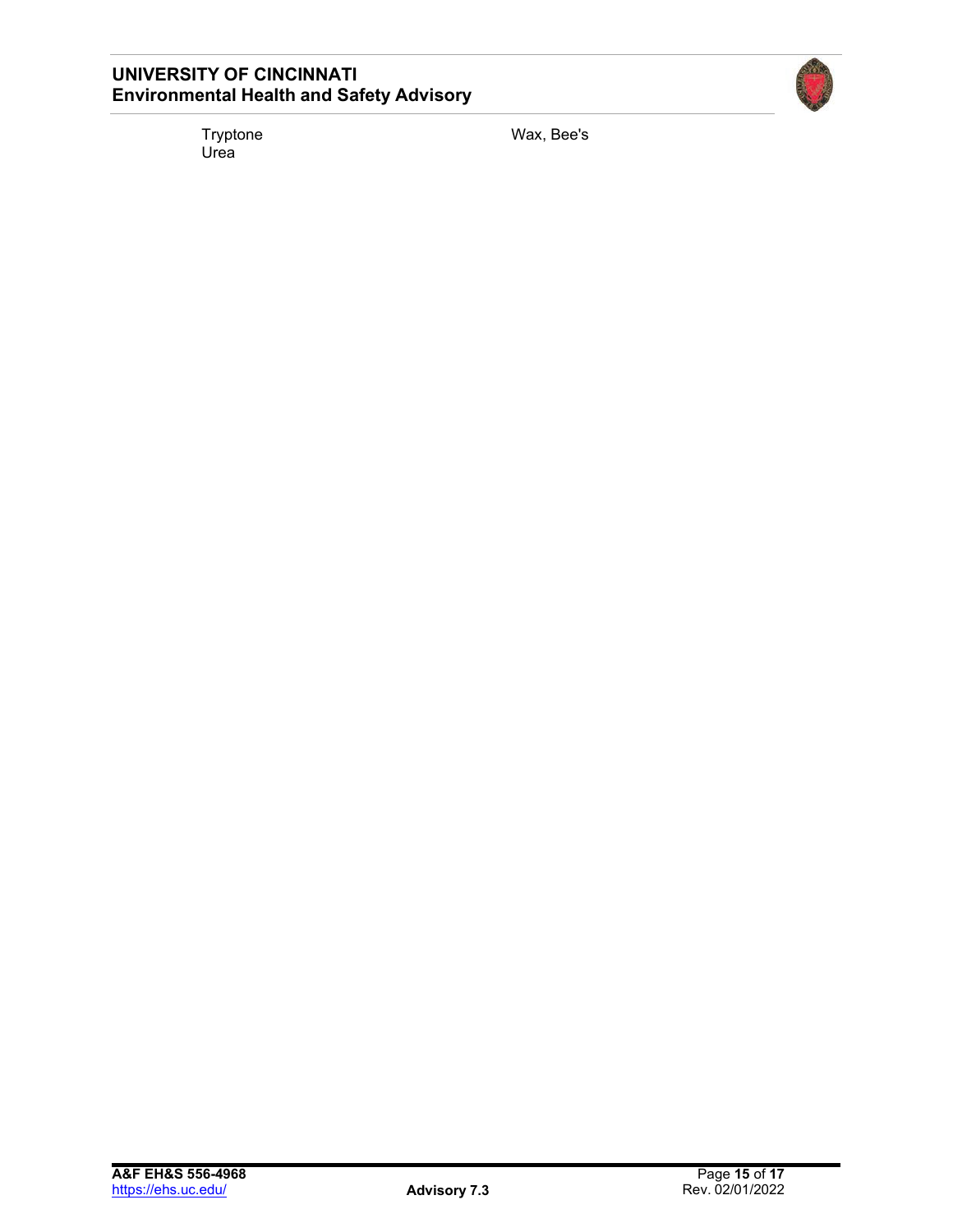Tryptone
Urea
Wax, Bee's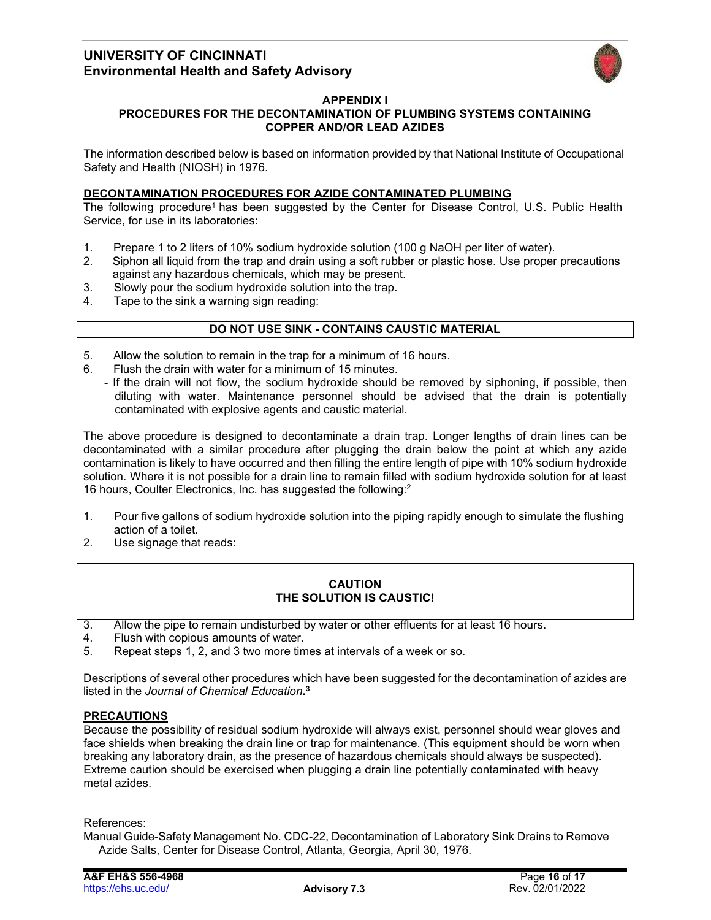## APPENDIX I

## PROCEDURES FOR THE DECONTAMINATION OF PLUMBING SYSTEMS CONTAINING COPPER AND/OR LEAD AZIDES

The information described below is based on information provided by that National Institute of Occupational Safety and Health (NIOSH) in 1976.

**DECONTAMINATION PROCEDURES FOR AZIDE CONTAMINATED PLUMBING**

The following procedure[1] has been suggested by the Center for Disease Control, U.S. Public Health Service, for use in its laboratories:

1. Prepare 1 to 2 liters of 10% sodium hydroxide solution (100 g NaOH per liter of water).
2. Siphon all liquid from the trap and drain using a soft rubber or plastic hose. Use proper precautions against any hazardous chemicals, which may be present.
3. Slowly pour the sodium hydroxide solution into the trap.
4. Tape to the sink a warning sign reading:

| **DO NOT USE SINK - CONTAINS CAUSTIC MATERIAL** |
|---|

5. Allow the solution to remain in the trap for a minimum of 16 hours.
6. Flush the drain with water for a minimum of 15 minutes.
   - If the drain will not flow, the sodium hydroxide should be removed by siphoning, if possible, then diluting with water. Maintenance personnel should be advised that the drain is potentially contaminated with explosive agents and caustic material.

The above procedure is designed to decontaminate a drain trap. Longer lengths of drain lines can be decontaminated with a similar procedure after plugging the drain below the point at which any azide contamination is likely to have occurred and then filling the entire length of pipe with 10% sodium hydroxide solution. Where it is not possible for a drain line to remain filled with sodium hydroxide solution for at least 16 hours, Coulter Electronics, Inc. has suggested the following:[2]

1. Pour five gallons of sodium hydroxide solution into the piping rapidly enough to simulate the flushing action of a toilet.
2. Use signage that reads:

| **CAUTION** **THE SOLUTION IS CAUSTIC!** |
|---|

3. Allow the pipe to remain undisturbed by water or other effluents for at least 16 hours.
4. Flush with copious amounts of water.
5. Repeat steps 1, 2, and 3 two more times at intervals of a week or so.

Descriptions of several other procedures which have been suggested for the decontamination of azides are listed in the *Journal of Chemical Education*.[3]

**PRECAUTIONS**

Because the possibility of residual sodium hydroxide will always exist, personnel should wear gloves and face shields when breaking the drain line or trap for maintenance. (This equipment should be worn when breaking any laboratory drain, as the presence of hazardous chemicals should always be suspected). Extreme caution should be exercised when plugging a drain line potentially contaminated with heavy metal azides.

References:

Manual Guide-Safety Management No. CDC-22, Decontamination of Laboratory Sink Drains to Remove Azide Salts, Center for Disease Control, Atlanta, Georgia, April 30, 1976.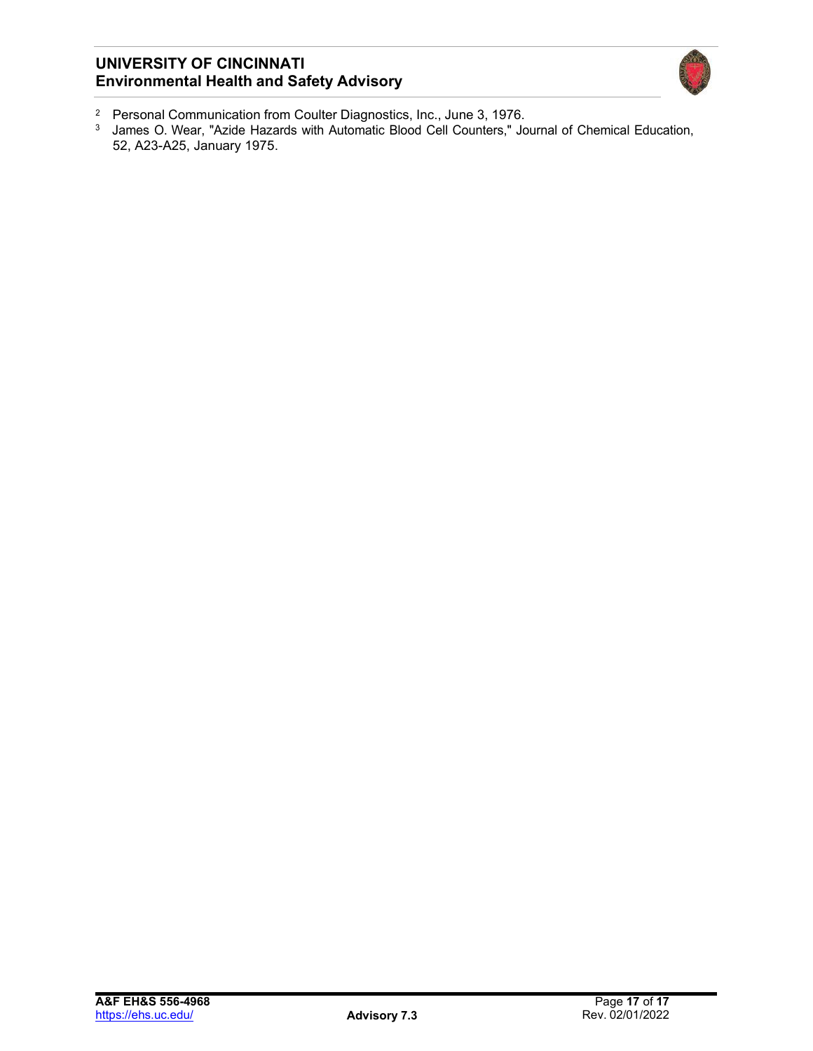[2] Personal Communication from Coulter Diagnostics, Inc., June 3, 1976.

[3] James O. Wear, "Azide Hazards with Automatic Blood Cell Counters," Journal of Chemical Education, 52, A23-A25, January 1975.